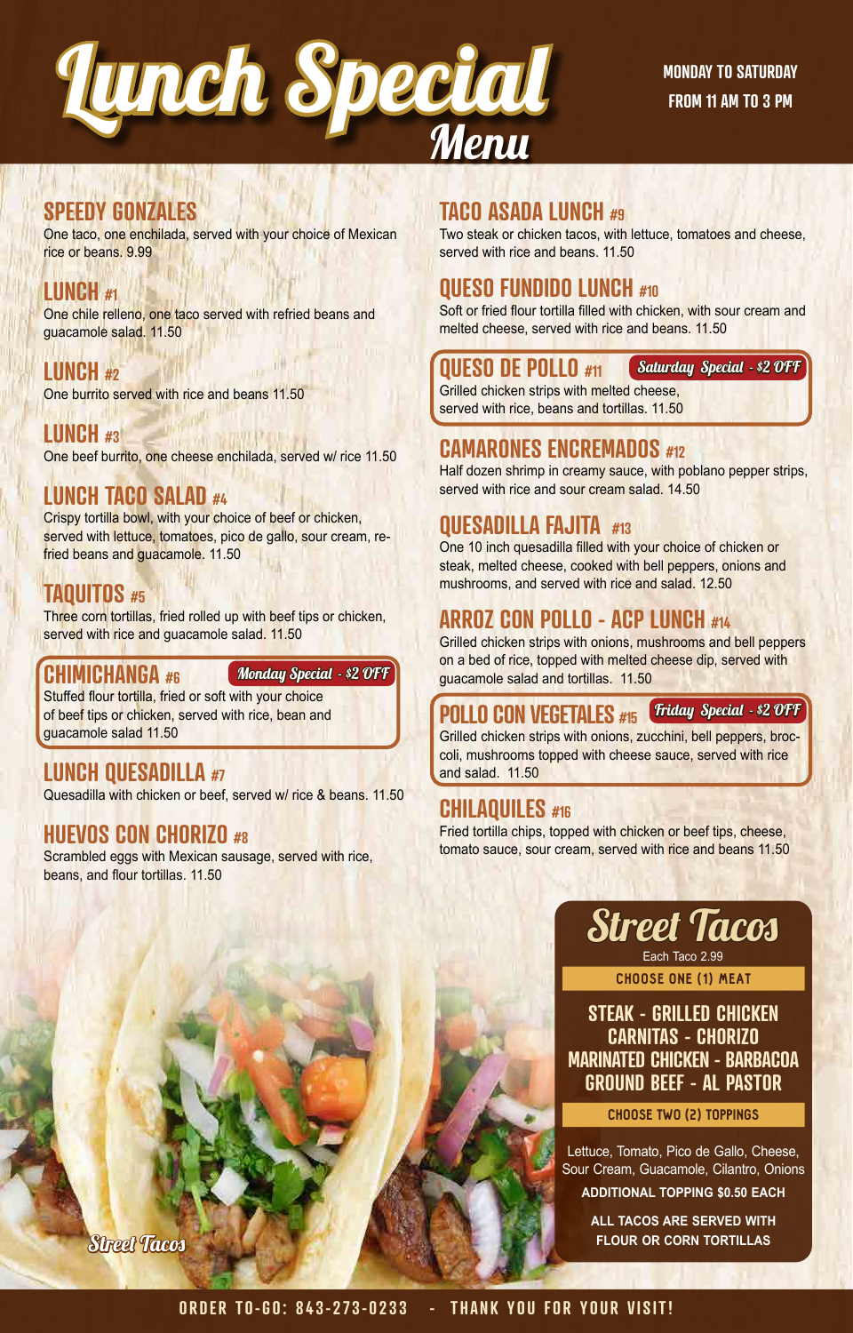# Lunch Special Menu

**MONDAY TO SATURDAY**
**FROM 11 AM TO 3 PM**

## SPEEDY GONZALES

One taco, one enchilada, served with your choice of Mexican rice or beans. 9.99

## LUNCH #1

One chile relleno, one taco served with refried beans and guacamole salad. 11.50

## LUNCH #2

One burrito served with rice and beans 11.50

## LUNCH #3

One beef burrito, one cheese enchilada, served w/ rice 11.50

## LUNCH TACO SALAD #4

Crispy tortilla bowl, with your choice of beef or chicken, served with lettuce, tomatoes, pico de gallo, sour cream, refried beans and guacamole. 11.50

## TAQUITOS #5

Three corn tortillas, fried rolled up with beef tips or chicken, served with rice and guacamole salad. 11.50

## CHIMICHANGA #6

*Monday Special - $2 OFF*

Stuffed flour tortilla, fried or soft with your choice of beef tips or chicken, served with rice, bean and guacamole salad 11.50

## LUNCH QUESADILLA #7

Quesadilla with chicken or beef, served w/ rice & beans. 11.50

## HUEVOS CON CHORIZO #8

Scrambled eggs with Mexican sausage, served with rice, beans, and flour tortillas. 11.50

## TACO ASADA LUNCH #9

Two steak or chicken tacos, with lettuce, tomatoes and cheese, served with rice and beans. 11.50

## QUESO FUNDIDO LUNCH #10

Soft or fried flour tortilla filled with chicken, with sour cream and melted cheese, served with rice and beans. 11.50

## QUESO DE POLLO #11

*Saturday Special - $2 OFF*

Grilled chicken strips with melted cheese, served with rice, beans and tortillas. 11.50

## CAMARONES ENCREMADOS #12

Half dozen shrimp in creamy sauce, with poblano pepper strips, served with rice and sour cream salad. 14.50

## QUESADILLA FAJITA #13

One 10 inch quesadilla filled with your choice of chicken or steak, melted cheese, cooked with bell peppers, onions and mushrooms, and served with rice and salad. 12.50

## ARROZ CON POLLO - ACP LUNCH #14

Grilled chicken strips with onions, mushrooms and bell peppers on a bed of rice, topped with melted cheese dip, served with guacamole salad and tortillas. 11.50

## POLLO CON VEGETALES #15

*Friday Special - $2 OFF*

Grilled chicken strips with onions, zucchini, bell peppers, broccoli, mushrooms topped with cheese sauce, served with rice and salad. 11.50

## CHILAQUILES #16

Fried tortilla chips, topped with chicken or beef tips, cheese, tomato sauce, sour cream, served with rice and beans 11.50

## Street Tacos

Each Taco 2.99

**CHOOSE ONE (1) MEAT**

STEAK - GRILLED CHICKEN
CARNITAS - CHORIZO
MARINATED CHICKEN - BARBACOA
GROUND BEEF - AL PASTOR

**CHOOSE TWO (2) TOPPINGS**

Lettuce, Tomato, Pico de Gallo, Cheese, Sour Cream, Guacamole, Cilantro, Onions

**ADDITIONAL TOPPING $0.50 EACH**

**ALL TACOS ARE SERVED WITH FLOUR OR CORN TORTILLAS**

Street Tacos

ORDER TO-GO: 843-273-0233 - THANK YOU FOR YOUR VISIT!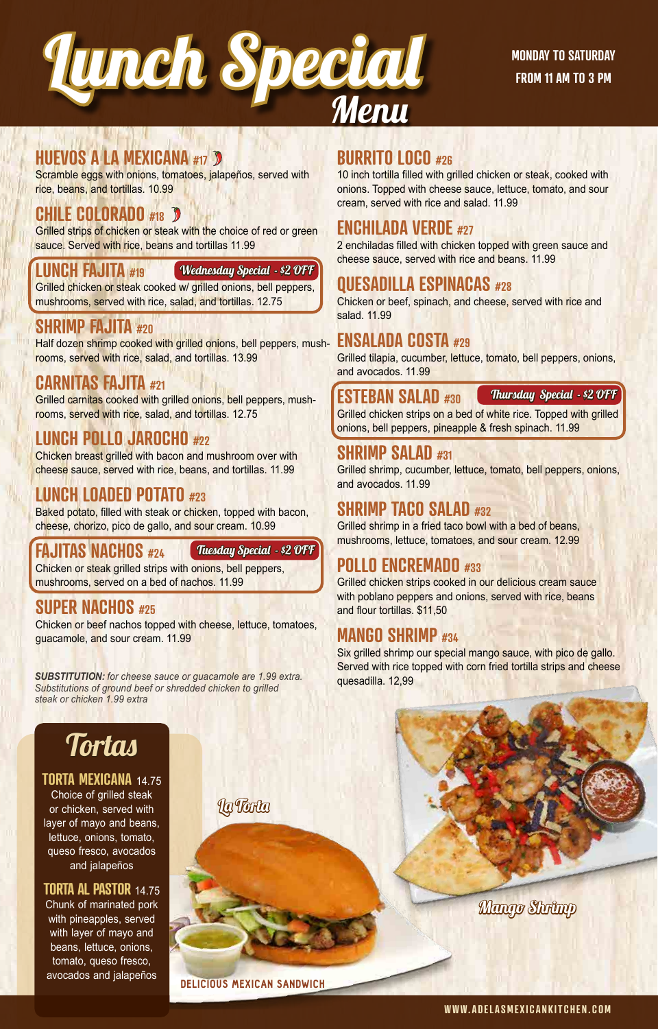# Lunch Special Menu

**MONDAY TO SATURDAY FROM 11 AM TO 3 PM**

## HUEVOS A LA MEXICANA #17

Scramble eggs with onions, tomatoes, jalapeños, served with rice, beans, and tortillas. 10.99

## CHILE COLORADO #18

Grilled strips of chicken or steak with the choice of red or green sauce. Served with rice, beans and tortillas 11.99

## LUNCH FAJITA #19

*Wednesday Special - $2 OFF*

Grilled chicken or steak cooked w/ grilled onions, bell peppers, mushrooms, served with rice, salad, and tortillas. 12.75

## SHRIMP FAJITA #20

Half dozen shrimp cooked with grilled onions, bell peppers, mushrooms, served with rice, salad, and tortillas. 13.99

## CARNITAS FAJITA #21

Grilled carnitas cooked with grilled onions, bell peppers, mushrooms, served with rice, salad, and tortillas. 12.75

## LUNCH POLLO JAROCHO #22

Chicken breast grilled with bacon and mushroom over with cheese sauce, served with rice, beans, and tortillas. 11.99

## LUNCH LOADED POTATO #23

Baked potato, filled with steak or chicken, topped with bacon, cheese, chorizo, pico de gallo, and sour cream. 10.99

## FAJITAS NACHOS #24

*Tuesday Special - $2 OFF*

Chicken or steak grilled strips with onions, bell peppers, mushrooms, served on a bed of nachos. 11.99

## SUPER NACHOS #25

Chicken or beef nachos topped with cheese, lettuce, tomatoes, guacamole, and sour cream. 11.99

***SUBSTITUTION:*** *for cheese sauce or guacamole are 1.99 extra. Substitutions of ground beef or shredded chicken to grilled steak or chicken 1.99 extra*

## BURRITO LOCO #26

10 inch tortilla filled with grilled chicken or steak, cooked with onions. Topped with cheese sauce, lettuce, tomato, and sour cream, served with rice and salad. 11.99

## ENCHILADA VERDE #27

2 enchiladas filled with chicken topped with green sauce and cheese sauce, served with rice and beans. 11.99

## QUESADILLA ESPINACAS #28

Chicken or beef, spinach, and cheese, served with rice and salad. 11.99

## ENSALADA COSTA #29

Grilled tilapia, cucumber, lettuce, tomato, bell peppers, onions, and avocados. 11.99

## ESTEBAN SALAD #30

*Thursday Special - $2 OFF*

Grilled chicken strips on a bed of white rice. Topped with grilled onions, bell peppers, pineapple & fresh spinach. 11.99

## SHRIMP SALAD #31

Grilled shrimp, cucumber, lettuce, tomato, bell peppers, onions, and avocados. 11.99

## SHRIMP TACO SALAD #32

Grilled shrimp in a fried taco bowl with a bed of beans, mushrooms, lettuce, tomatoes, and sour cream. 12.99

## POLLO ENCREMADO #33

Grilled chicken strips cooked in our delicious cream sauce with poblano peppers and onions, served with rice, beans and flour tortillas. $11,50

## MANGO SHRIMP #34

Six grilled shrimp our special mango sauce, with pico de gallo. Served with rice topped with corn fried tortilla strips and cheese quesadilla. 12,99

# Tortas

## TORTA MEXICANA 14.75

Choice of grilled steak or chicken, served with layer of mayo and beans, lettuce, onions, tomato, queso fresco, avocados and jalapeños

## TORTA AL PASTOR 14.75

Chunk of marinated pork with pineapples, served with layer of mayo and beans, lettuce, onions, tomato, queso fresco, avocados and jalapeños

La Torta

DELICIOUS MEXICAN SANDWICH

Mango Shrimp

WWW.ADELASMEXICANKITCHEN.COM